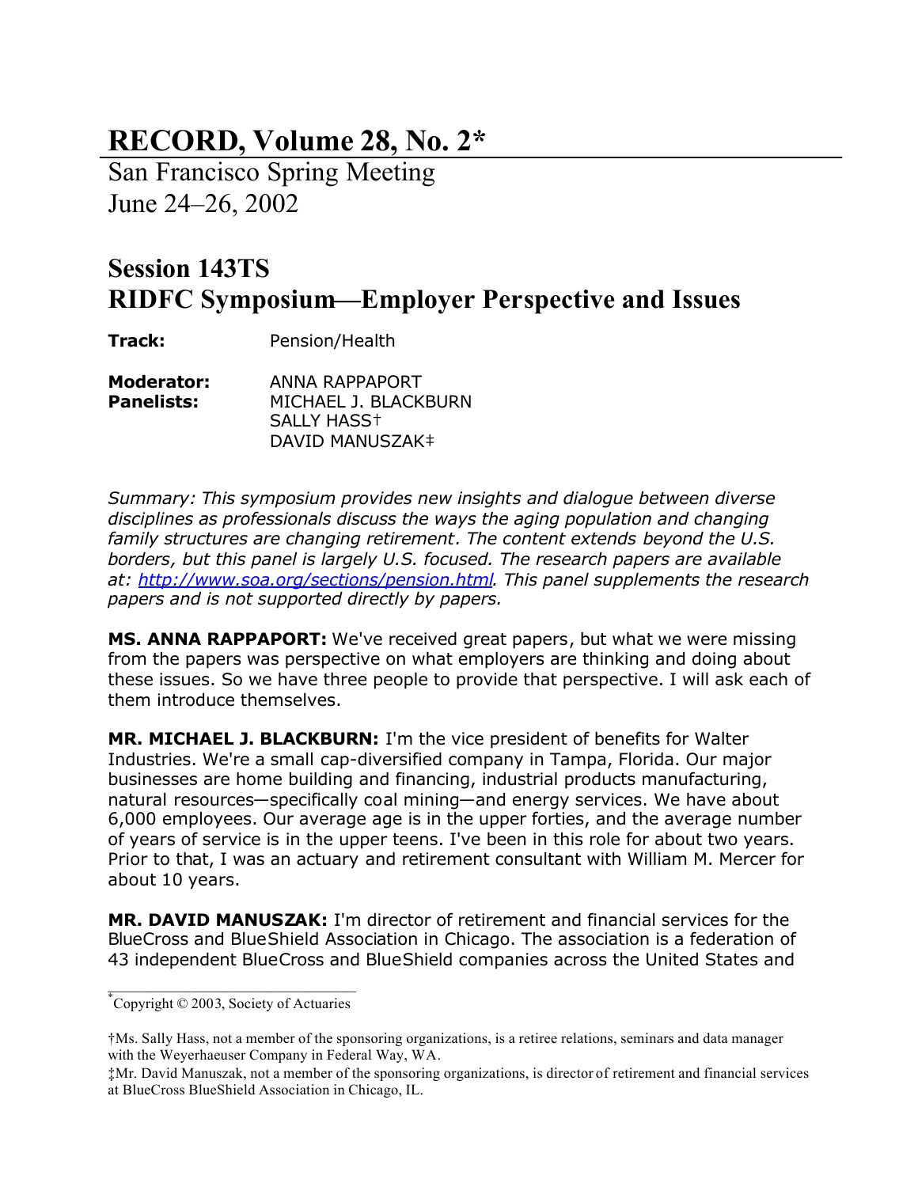# RECORD, Volume 28, No. 2*

San Francisco Spring Meeting
June 24–26, 2002

## Session 143TS
## RIDFC Symposium—Employer Perspective and Issues

**Track:** Pension/Health

**Moderator:** ANNA RAPPAPORT
**Panelists:** MICHAEL J. BLACKBURN
SALLY HASS†
DAVID MANUSZAK‡

*Summary: This symposium provides new insights and dialogue between diverse disciplines as professionals discuss the ways the aging population and changing family structures are changing retirement. The content extends beyond the U.S. borders, but this panel is largely U.S. focused. The research papers are available at: [http://www.soa.org/sections/pension.html](http://www.soa.org/sections/pension.html). This panel supplements the research papers and is not supported directly by papers.*

**MS. ANNA RAPPAPORT:** We've received great papers, but what we were missing from the papers was perspective on what employers are thinking and doing about these issues. So we have three people to provide that perspective. I will ask each of them introduce themselves.

**MR. MICHAEL J. BLACKBURN:** I'm the vice president of benefits for Walter Industries. We're a small cap-diversified company in Tampa, Florida. Our major businesses are home building and financing, industrial products manufacturing, natural resources—specifically coal mining—and energy services. We have about 6,000 employees. Our average age is in the upper forties, and the average number of years of service is in the upper teens. I've been in this role for about two years. Prior to that, I was an actuary and retirement consultant with William M. Mercer for about 10 years.

**MR. DAVID MANUSZAK:** I'm director of retirement and financial services for the BlueCross and BlueShield Association in Chicago. The association is a federation of 43 independent BlueCross and BlueShield companies across the United States and

---

*Copyright © 2003, Society of Actuaries

†Ms. Sally Hass, not a member of the sponsoring organizations, is a retiree relations, seminars and data manager with the Weyerhaeuser Company in Federal Way, WA.

‡Mr. David Manuszak, not a member of the sponsoring organizations, is director of retirement and financial services at BlueCross BlueShield Association in Chicago, IL.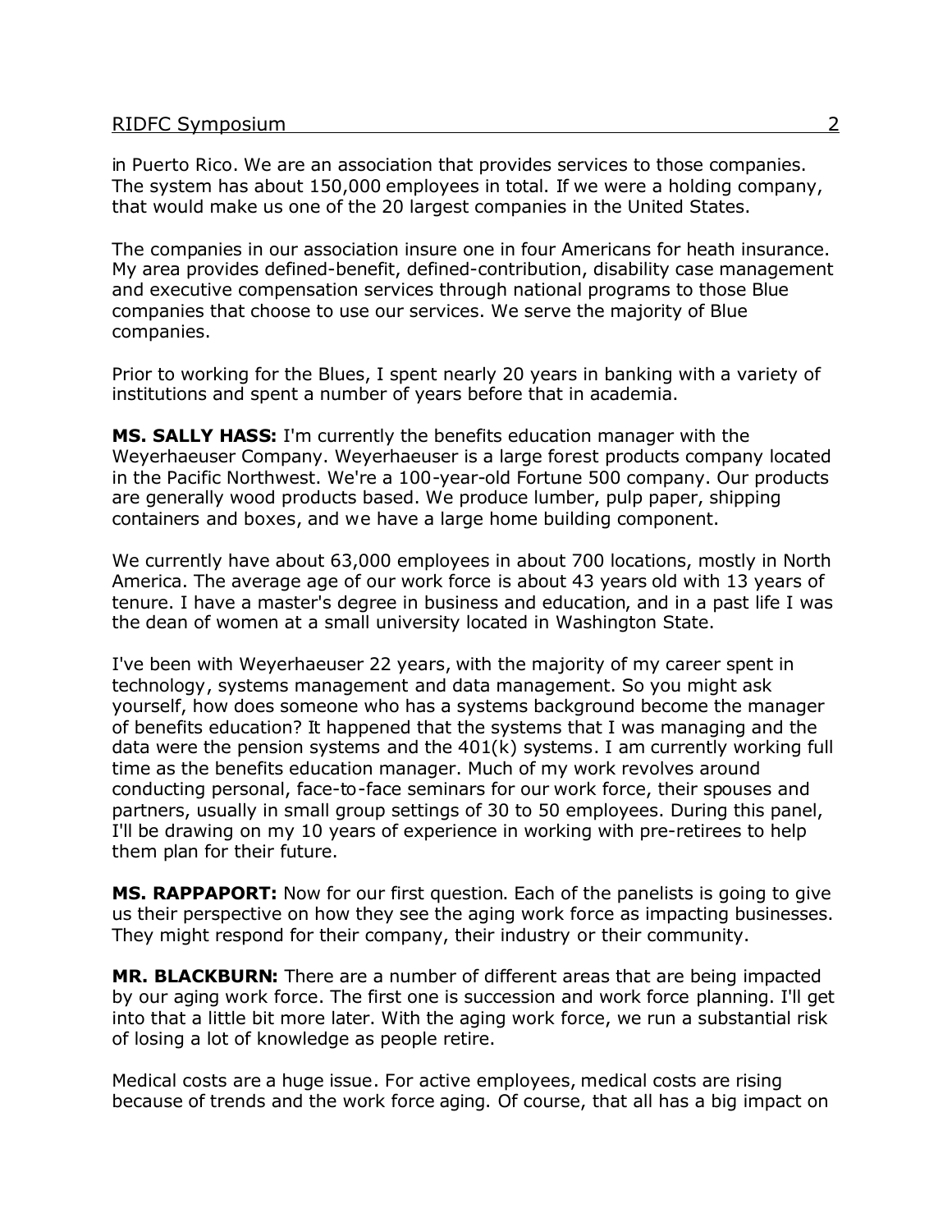in Puerto Rico. We are an association that provides services to those companies. The system has about 150,000 employees in total. If we were a holding company, that would make us one of the 20 largest companies in the United States.

The companies in our association insure one in four Americans for heath insurance. My area provides defined-benefit, defined-contribution, disability case management and executive compensation services through national programs to those Blue companies that choose to use our services. We serve the majority of Blue companies.

Prior to working for the Blues, I spent nearly 20 years in banking with a variety of institutions and spent a number of years before that in academia.

**MS. SALLY HASS:** I'm currently the benefits education manager with the Weyerhaeuser Company. Weyerhaeuser is a large forest products company located in the Pacific Northwest. We're a 100-year-old Fortune 500 company. Our products are generally wood products based. We produce lumber, pulp paper, shipping containers and boxes, and we have a large home building component.

We currently have about 63,000 employees in about 700 locations, mostly in North America. The average age of our work force is about 43 years old with 13 years of tenure. I have a master's degree in business and education, and in a past life I was the dean of women at a small university located in Washington State.

I've been with Weyerhaeuser 22 years, with the majority of my career spent in technology, systems management and data management. So you might ask yourself, how does someone who has a systems background become the manager of benefits education? It happened that the systems that I was managing and the data were the pension systems and the 401(k) systems. I am currently working full time as the benefits education manager. Much of my work revolves around conducting personal, face-to-face seminars for our work force, their spouses and partners, usually in small group settings of 30 to 50 employees. During this panel, I'll be drawing on my 10 years of experience in working with pre-retirees to help them plan for their future.

**MS. RAPPAPORT:** Now for our first question. Each of the panelists is going to give us their perspective on how they see the aging work force as impacting businesses. They might respond for their company, their industry or their community.

**MR. BLACKBURN:** There are a number of different areas that are being impacted by our aging work force. The first one is succession and work force planning. I'll get into that a little bit more later. With the aging work force, we run a substantial risk of losing a lot of knowledge as people retire.

Medical costs are a huge issue. For active employees, medical costs are rising because of trends and the work force aging. Of course, that all has a big impact on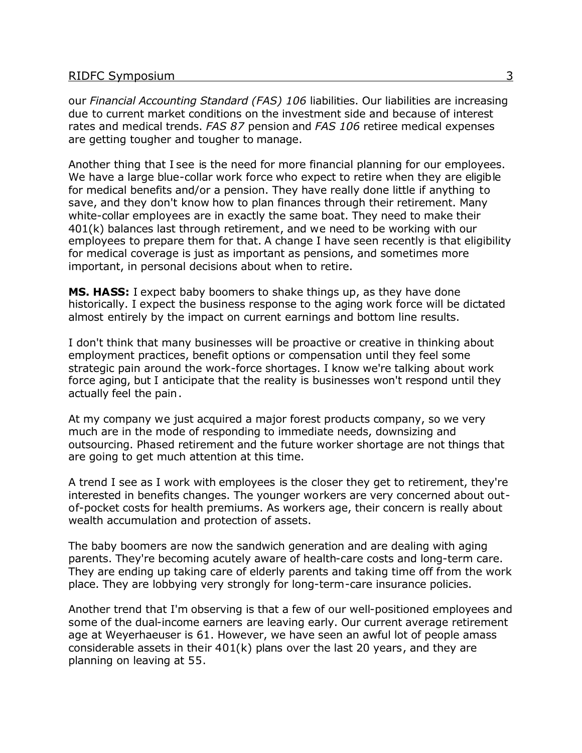our *Financial Accounting Standard (FAS) 106* liabilities. Our liabilities are increasing due to current market conditions on the investment side and because of interest rates and medical trends. *FAS 87* pension and *FAS 106* retiree medical expenses are getting tougher and tougher to manage.

Another thing that I see is the need for more financial planning for our employees. We have a large blue-collar work force who expect to retire when they are eligible for medical benefits and/or a pension. They have really done little if anything to save, and they don't know how to plan finances through their retirement. Many white-collar employees are in exactly the same boat. They need to make their 401(k) balances last through retirement, and we need to be working with our employees to prepare them for that. A change I have seen recently is that eligibility for medical coverage is just as important as pensions, and sometimes more important, in personal decisions about when to retire.

**MS. HASS:** I expect baby boomers to shake things up, as they have done historically. I expect the business response to the aging work force will be dictated almost entirely by the impact on current earnings and bottom line results.

I don't think that many businesses will be proactive or creative in thinking about employment practices, benefit options or compensation until they feel some strategic pain around the work-force shortages. I know we're talking about work force aging, but I anticipate that the reality is businesses won't respond until they actually feel the pain.

At my company we just acquired a major forest products company, so we very much are in the mode of responding to immediate needs, downsizing and outsourcing. Phased retirement and the future worker shortage are not things that are going to get much attention at this time.

A trend I see as I work with employees is the closer they get to retirement, they're interested in benefits changes. The younger workers are very concerned about out-of-pocket costs for health premiums. As workers age, their concern is really about wealth accumulation and protection of assets.

The baby boomers are now the sandwich generation and are dealing with aging parents. They're becoming acutely aware of health-care costs and long-term care. They are ending up taking care of elderly parents and taking time off from the work place. They are lobbying very strongly for long-term-care insurance policies.

Another trend that I'm observing is that a few of our well-positioned employees and some of the dual-income earners are leaving early. Our current average retirement age at Weyerhaeuser is 61. However, we have seen an awful lot of people amass considerable assets in their 401(k) plans over the last 20 years, and they are planning on leaving at 55.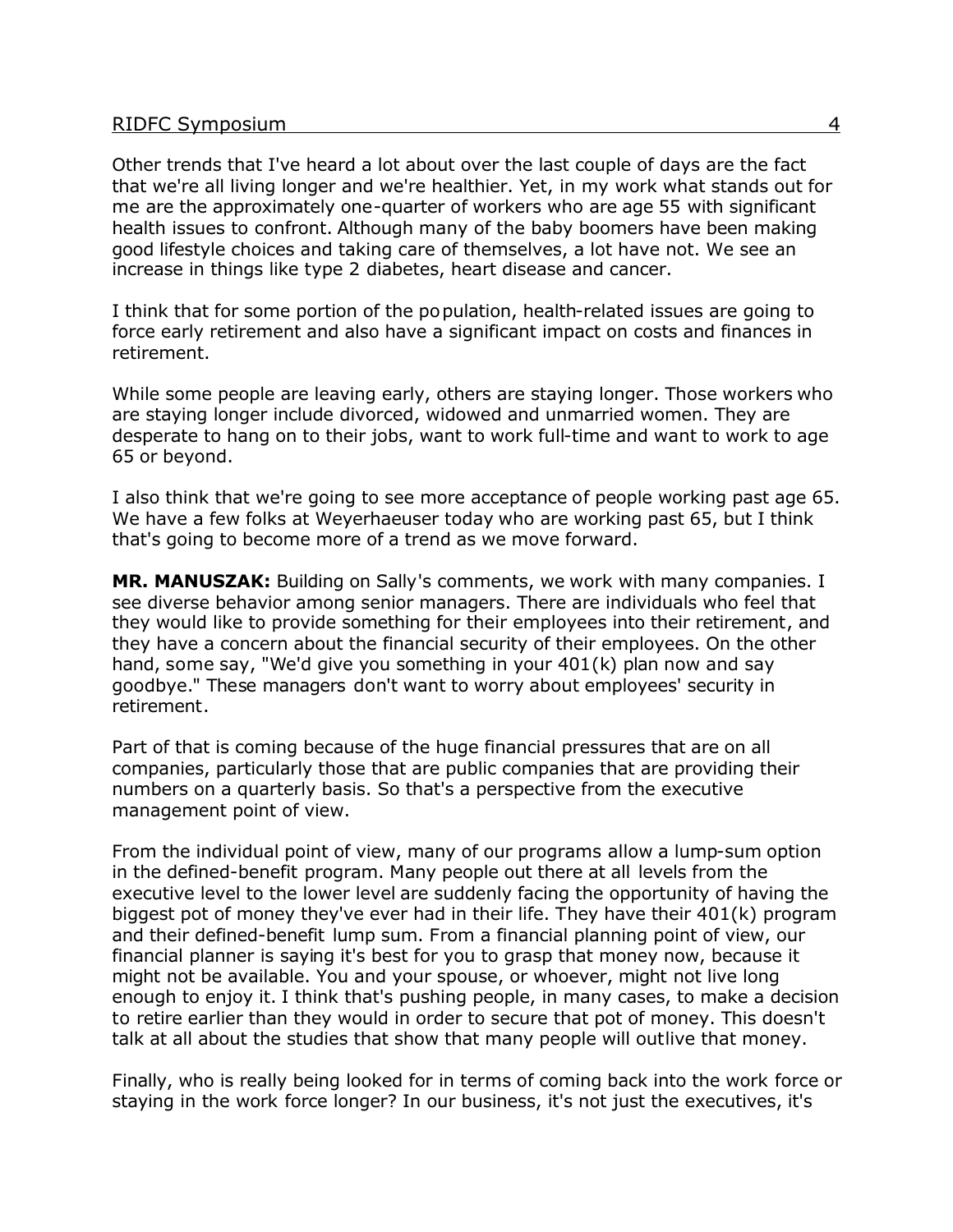Other trends that I've heard a lot about over the last couple of days are the fact that we're all living longer and we're healthier. Yet, in my work what stands out for me are the approximately one-quarter of workers who are age 55 with significant health issues to confront. Although many of the baby boomers have been making good lifestyle choices and taking care of themselves, a lot have not. We see an increase in things like type 2 diabetes, heart disease and cancer.

I think that for some portion of the population, health-related issues are going to force early retirement and also have a significant impact on costs and finances in retirement.

While some people are leaving early, others are staying longer. Those workers who are staying longer include divorced, widowed and unmarried women. They are desperate to hang on to their jobs, want to work full-time and want to work to age 65 or beyond.

I also think that we're going to see more acceptance of people working past age 65. We have a few folks at Weyerhaeuser today who are working past 65, but I think that's going to become more of a trend as we move forward.

**MR. MANUSZAK:** Building on Sally's comments, we work with many companies. I see diverse behavior among senior managers. There are individuals who feel that they would like to provide something for their employees into their retirement, and they have a concern about the financial security of their employees. On the other hand, some say, "We'd give you something in your 401(k) plan now and say goodbye." These managers don't want to worry about employees' security in retirement.

Part of that is coming because of the huge financial pressures that are on all companies, particularly those that are public companies that are providing their numbers on a quarterly basis. So that's a perspective from the executive management point of view.

From the individual point of view, many of our programs allow a lump-sum option in the defined-benefit program. Many people out there at all levels from the executive level to the lower level are suddenly facing the opportunity of having the biggest pot of money they've ever had in their life. They have their 401(k) program and their defined-benefit lump sum. From a financial planning point of view, our financial planner is saying it's best for you to grasp that money now, because it might not be available. You and your spouse, or whoever, might not live long enough to enjoy it. I think that's pushing people, in many cases, to make a decision to retire earlier than they would in order to secure that pot of money. This doesn't talk at all about the studies that show that many people will outlive that money.

Finally, who is really being looked for in terms of coming back into the work force or staying in the work force longer? In our business, it's not just the executives, it's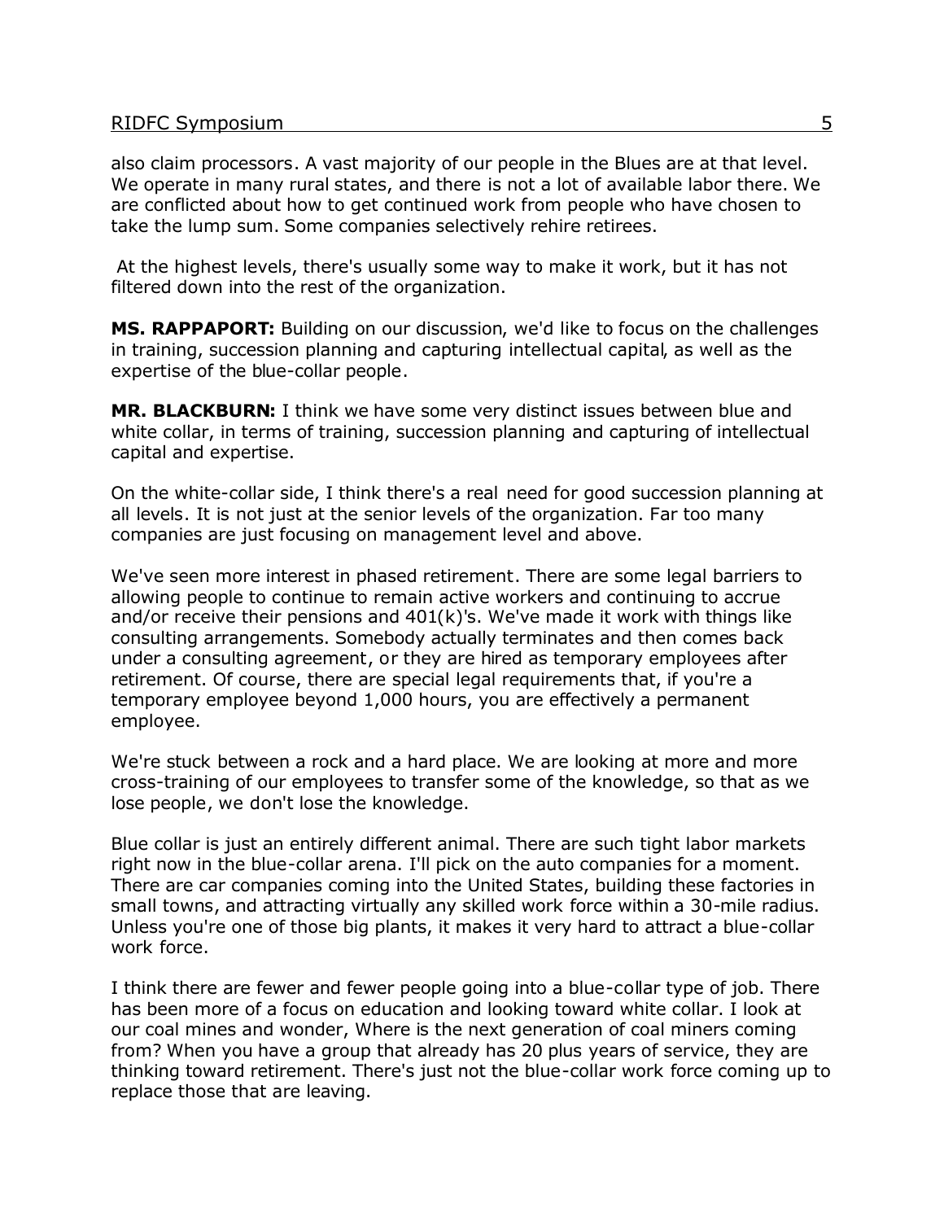also claim processors. A vast majority of our people in the Blues are at that level. We operate in many rural states, and there is not a lot of available labor there. We are conflicted about how to get continued work from people who have chosen to take the lump sum. Some companies selectively rehire retirees.

At the highest levels, there's usually some way to make it work, but it has not filtered down into the rest of the organization.

**MS. RAPPAPORT:** Building on our discussion, we'd like to focus on the challenges in training, succession planning and capturing intellectual capital, as well as the expertise of the blue-collar people.

**MR. BLACKBURN:** I think we have some very distinct issues between blue and white collar, in terms of training, succession planning and capturing of intellectual capital and expertise.

On the white-collar side, I think there's a real need for good succession planning at all levels. It is not just at the senior levels of the organization. Far too many companies are just focusing on management level and above.

We've seen more interest in phased retirement. There are some legal barriers to allowing people to continue to remain active workers and continuing to accrue and/or receive their pensions and 401(k)'s. We've made it work with things like consulting arrangements. Somebody actually terminates and then comes back under a consulting agreement, or they are hired as temporary employees after retirement. Of course, there are special legal requirements that, if you're a temporary employee beyond 1,000 hours, you are effectively a permanent employee.

We're stuck between a rock and a hard place. We are looking at more and more cross-training of our employees to transfer some of the knowledge, so that as we lose people, we don't lose the knowledge.

Blue collar is just an entirely different animal. There are such tight labor markets right now in the blue-collar arena. I'll pick on the auto companies for a moment. There are car companies coming into the United States, building these factories in small towns, and attracting virtually any skilled work force within a 30-mile radius. Unless you're one of those big plants, it makes it very hard to attract a blue-collar work force.

I think there are fewer and fewer people going into a blue-collar type of job. There has been more of a focus on education and looking toward white collar. I look at our coal mines and wonder, Where is the next generation of coal miners coming from? When you have a group that already has 20 plus years of service, they are thinking toward retirement. There's just not the blue-collar work force coming up to replace those that are leaving.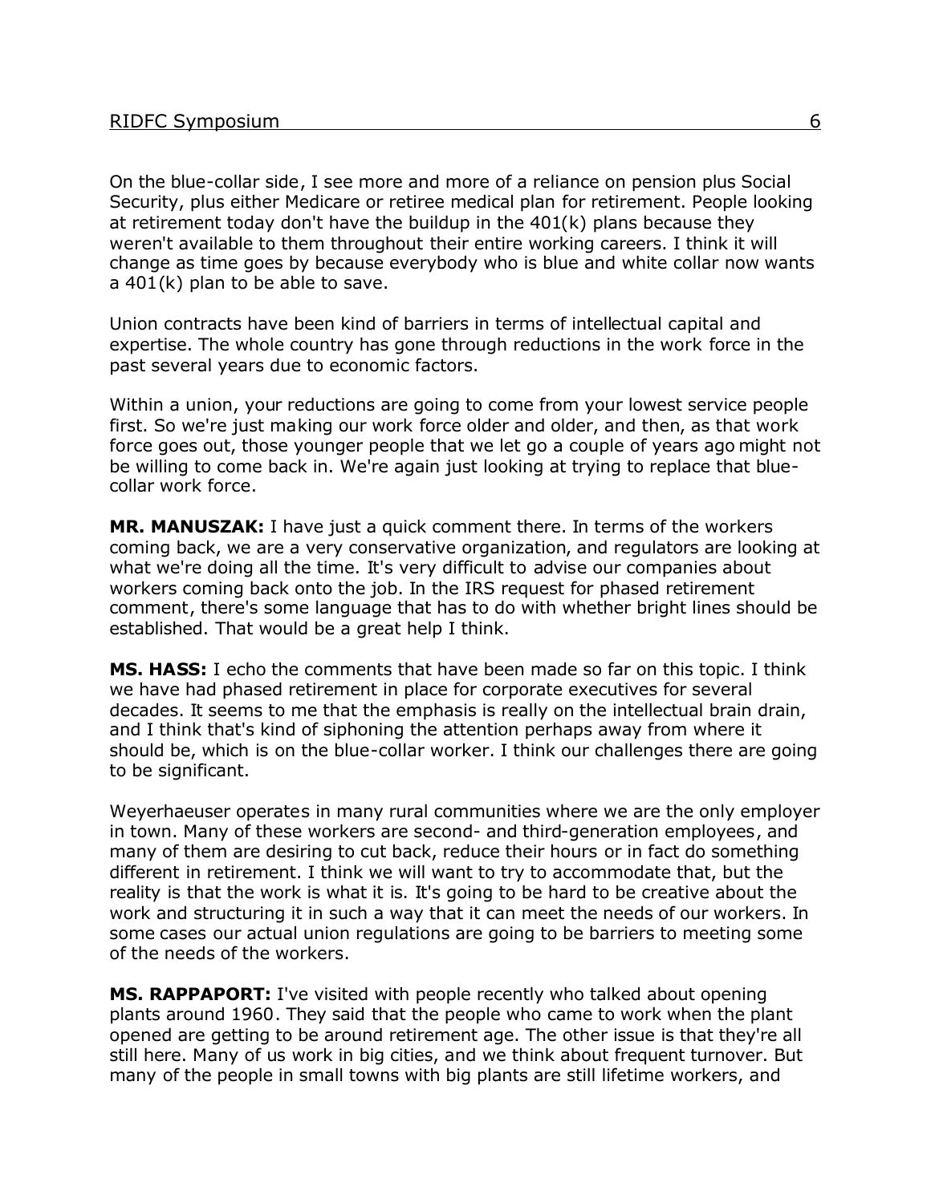On the blue-collar side, I see more and more of a reliance on pension plus Social Security, plus either Medicare or retiree medical plan for retirement. People looking at retirement today don't have the buildup in the 401(k) plans because they weren't available to them throughout their entire working careers. I think it will change as time goes by because everybody who is blue and white collar now wants a 401(k) plan to be able to save.

Union contracts have been kind of barriers in terms of intellectual capital and expertise. The whole country has gone through reductions in the work force in the past several years due to economic factors.

Within a union, your reductions are going to come from your lowest service people first. So we're just making our work force older and older, and then, as that work force goes out, those younger people that we let go a couple of years ago might not be willing to come back in. We're again just looking at trying to replace that blue-collar work force.

**MR. MANUSZAK:** I have just a quick comment there. In terms of the workers coming back, we are a very conservative organization, and regulators are looking at what we're doing all the time. It's very difficult to advise our companies about workers coming back onto the job. In the IRS request for phased retirement comment, there's some language that has to do with whether bright lines should be established. That would be a great help I think.

**MS. HASS:** I echo the comments that have been made so far on this topic. I think we have had phased retirement in place for corporate executives for several decades. It seems to me that the emphasis is really on the intellectual brain drain, and I think that's kind of siphoning the attention perhaps away from where it should be, which is on the blue-collar worker. I think our challenges there are going to be significant.

Weyerhaeuser operates in many rural communities where we are the only employer in town. Many of these workers are second- and third-generation employees, and many of them are desiring to cut back, reduce their hours or in fact do something different in retirement. I think we will want to try to accommodate that, but the reality is that the work is what it is. It's going to be hard to be creative about the work and structuring it in such a way that it can meet the needs of our workers. In some cases our actual union regulations are going to be barriers to meeting some of the needs of the workers.

**MS. RAPPAPORT:** I've visited with people recently who talked about opening plants around 1960. They said that the people who came to work when the plant opened are getting to be around retirement age. The other issue is that they're all still here. Many of us work in big cities, and we think about frequent turnover. But many of the people in small towns with big plants are still lifetime workers, and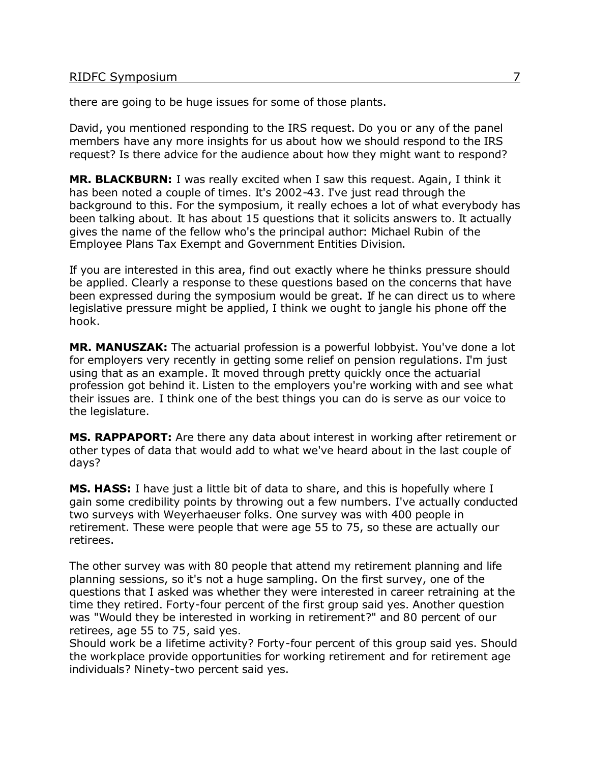there are going to be huge issues for some of those plants.

David, you mentioned responding to the IRS request. Do you or any of the panel members have any more insights for us about how we should respond to the IRS request? Is there advice for the audience about how they might want to respond?

**MR. BLACKBURN:** I was really excited when I saw this request. Again, I think it has been noted a couple of times. It's 2002-43. I've just read through the background to this. For the symposium, it really echoes a lot of what everybody has been talking about. It has about 15 questions that it solicits answers to. It actually gives the name of the fellow who's the principal author: Michael Rubin of the Employee Plans Tax Exempt and Government Entities Division.

If you are interested in this area, find out exactly where he thinks pressure should be applied. Clearly a response to these questions based on the concerns that have been expressed during the symposium would be great. If he can direct us to where legislative pressure might be applied, I think we ought to jangle his phone off the hook.

**MR. MANUSZAK:** The actuarial profession is a powerful lobbyist. You've done a lot for employers very recently in getting some relief on pension regulations. I'm just using that as an example. It moved through pretty quickly once the actuarial profession got behind it. Listen to the employers you're working with and see what their issues are. I think one of the best things you can do is serve as our voice to the legislature.

**MS. RAPPAPORT:** Are there any data about interest in working after retirement or other types of data that would add to what we've heard about in the last couple of days?

**MS. HASS:** I have just a little bit of data to share, and this is hopefully where I gain some credibility points by throwing out a few numbers. I've actually conducted two surveys with Weyerhaeuser folks. One survey was with 400 people in retirement. These were people that were age 55 to 75, so these are actually our retirees.

The other survey was with 80 people that attend my retirement planning and life planning sessions, so it's not a huge sampling. On the first survey, one of the questions that I asked was whether they were interested in career retraining at the time they retired. Forty-four percent of the first group said yes. Another question was "Would they be interested in working in retirement?" and 80 percent of our retirees, age 55 to 75, said yes.

Should work be a lifetime activity? Forty-four percent of this group said yes. Should the workplace provide opportunities for working retirement and for retirement age individuals? Ninety-two percent said yes.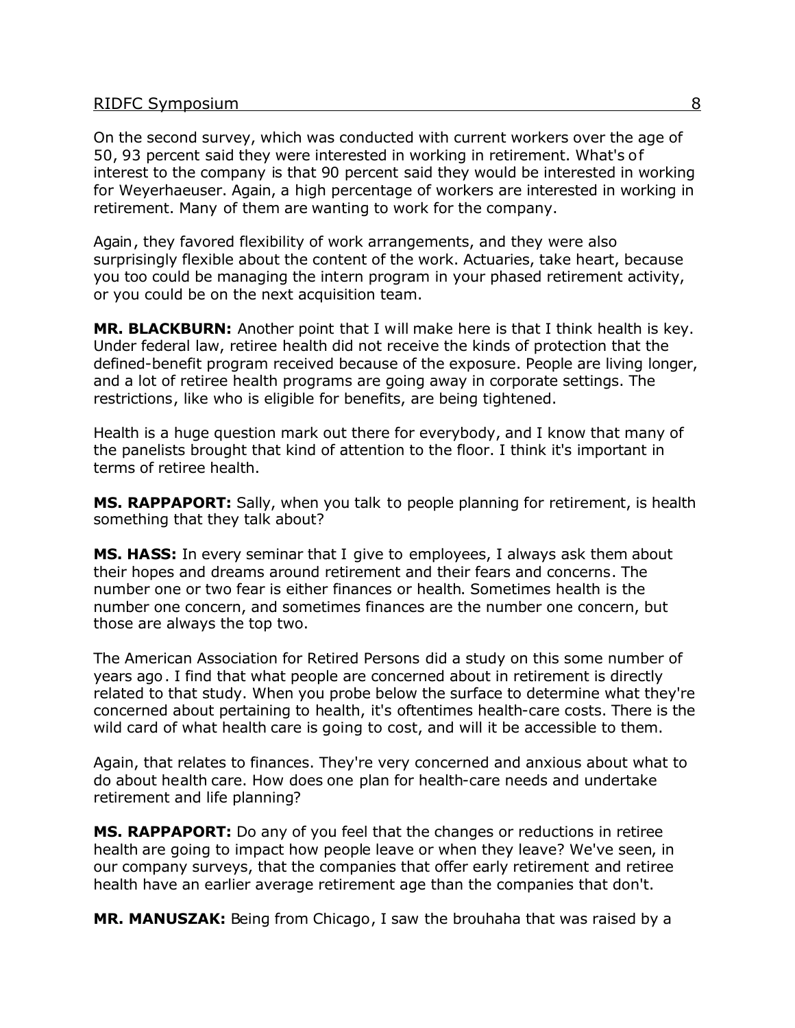On the second survey, which was conducted with current workers over the age of 50, 93 percent said they were interested in working in retirement. What's of interest to the company is that 90 percent said they would be interested in working for Weyerhaeuser. Again, a high percentage of workers are interested in working in retirement. Many of them are wanting to work for the company.

Again, they favored flexibility of work arrangements, and they were also surprisingly flexible about the content of the work. Actuaries, take heart, because you too could be managing the intern program in your phased retirement activity, or you could be on the next acquisition team.

**MR. BLACKBURN:** Another point that I will make here is that I think health is key. Under federal law, retiree health did not receive the kinds of protection that the defined-benefit program received because of the exposure. People are living longer, and a lot of retiree health programs are going away in corporate settings. The restrictions, like who is eligible for benefits, are being tightened.

Health is a huge question mark out there for everybody, and I know that many of the panelists brought that kind of attention to the floor. I think it's important in terms of retiree health.

**MS. RAPPAPORT:** Sally, when you talk to people planning for retirement, is health something that they talk about?

**MS. HASS:** In every seminar that I give to employees, I always ask them about their hopes and dreams around retirement and their fears and concerns. The number one or two fear is either finances or health. Sometimes health is the number one concern, and sometimes finances are the number one concern, but those are always the top two.

The American Association for Retired Persons did a study on this some number of years ago. I find that what people are concerned about in retirement is directly related to that study. When you probe below the surface to determine what they're concerned about pertaining to health, it's oftentimes health-care costs. There is the wild card of what health care is going to cost, and will it be accessible to them.

Again, that relates to finances. They're very concerned and anxious about what to do about health care. How does one plan for health-care needs and undertake retirement and life planning?

**MS. RAPPAPORT:** Do any of you feel that the changes or reductions in retiree health are going to impact how people leave or when they leave? We've seen, in our company surveys, that the companies that offer early retirement and retiree health have an earlier average retirement age than the companies that don't.

**MR. MANUSZAK:** Being from Chicago, I saw the brouhaha that was raised by a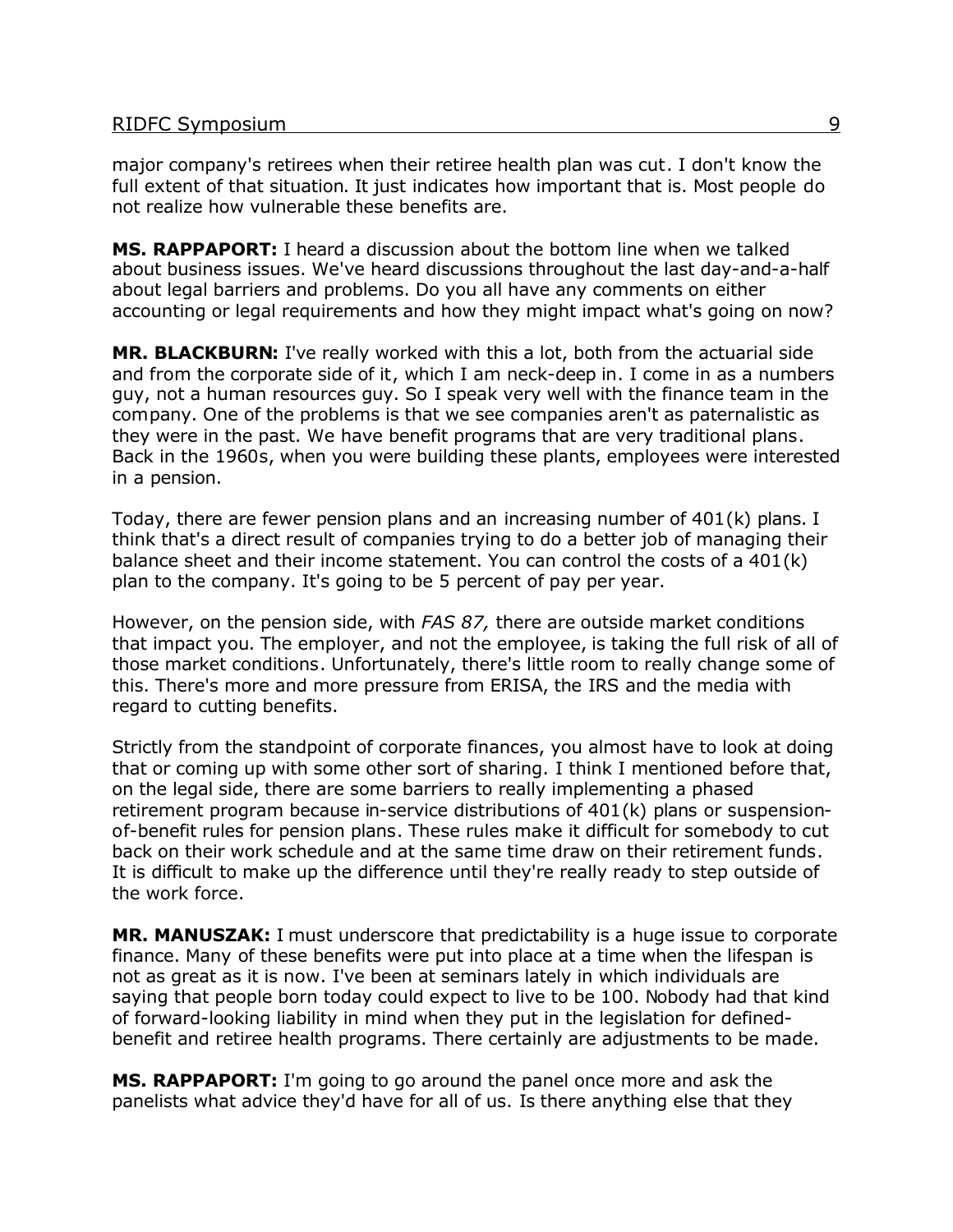major company's retirees when their retiree health plan was cut. I don't know the full extent of that situation. It just indicates how important that is. Most people do not realize how vulnerable these benefits are.

**MS. RAPPAPORT:** I heard a discussion about the bottom line when we talked about business issues. We've heard discussions throughout the last day-and-a-half about legal barriers and problems. Do you all have any comments on either accounting or legal requirements and how they might impact what's going on now?

**MR. BLACKBURN:** I've really worked with this a lot, both from the actuarial side and from the corporate side of it, which I am neck-deep in. I come in as a numbers guy, not a human resources guy. So I speak very well with the finance team in the company. One of the problems is that we see companies aren't as paternalistic as they were in the past. We have benefit programs that are very traditional plans. Back in the 1960s, when you were building these plants, employees were interested in a pension.

Today, there are fewer pension plans and an increasing number of 401(k) plans. I think that's a direct result of companies trying to do a better job of managing their balance sheet and their income statement. You can control the costs of a 401(k) plan to the company. It's going to be 5 percent of pay per year.

However, on the pension side, with *FAS 87,* there are outside market conditions that impact you. The employer, and not the employee, is taking the full risk of all of those market conditions. Unfortunately, there's little room to really change some of this. There's more and more pressure from ERISA, the IRS and the media with regard to cutting benefits.

Strictly from the standpoint of corporate finances, you almost have to look at doing that or coming up with some other sort of sharing. I think I mentioned before that, on the legal side, there are some barriers to really implementing a phased retirement program because in-service distributions of 401(k) plans or suspension-of-benefit rules for pension plans. These rules make it difficult for somebody to cut back on their work schedule and at the same time draw on their retirement funds. It is difficult to make up the difference until they're really ready to step outside of the work force.

**MR. MANUSZAK:** I must underscore that predictability is a huge issue to corporate finance. Many of these benefits were put into place at a time when the lifespan is not as great as it is now. I've been at seminars lately in which individuals are saying that people born today could expect to live to be 100. Nobody had that kind of forward-looking liability in mind when they put in the legislation for defined-benefit and retiree health programs. There certainly are adjustments to be made.

**MS. RAPPAPORT:** I'm going to go around the panel once more and ask the panelists what advice they'd have for all of us. Is there anything else that they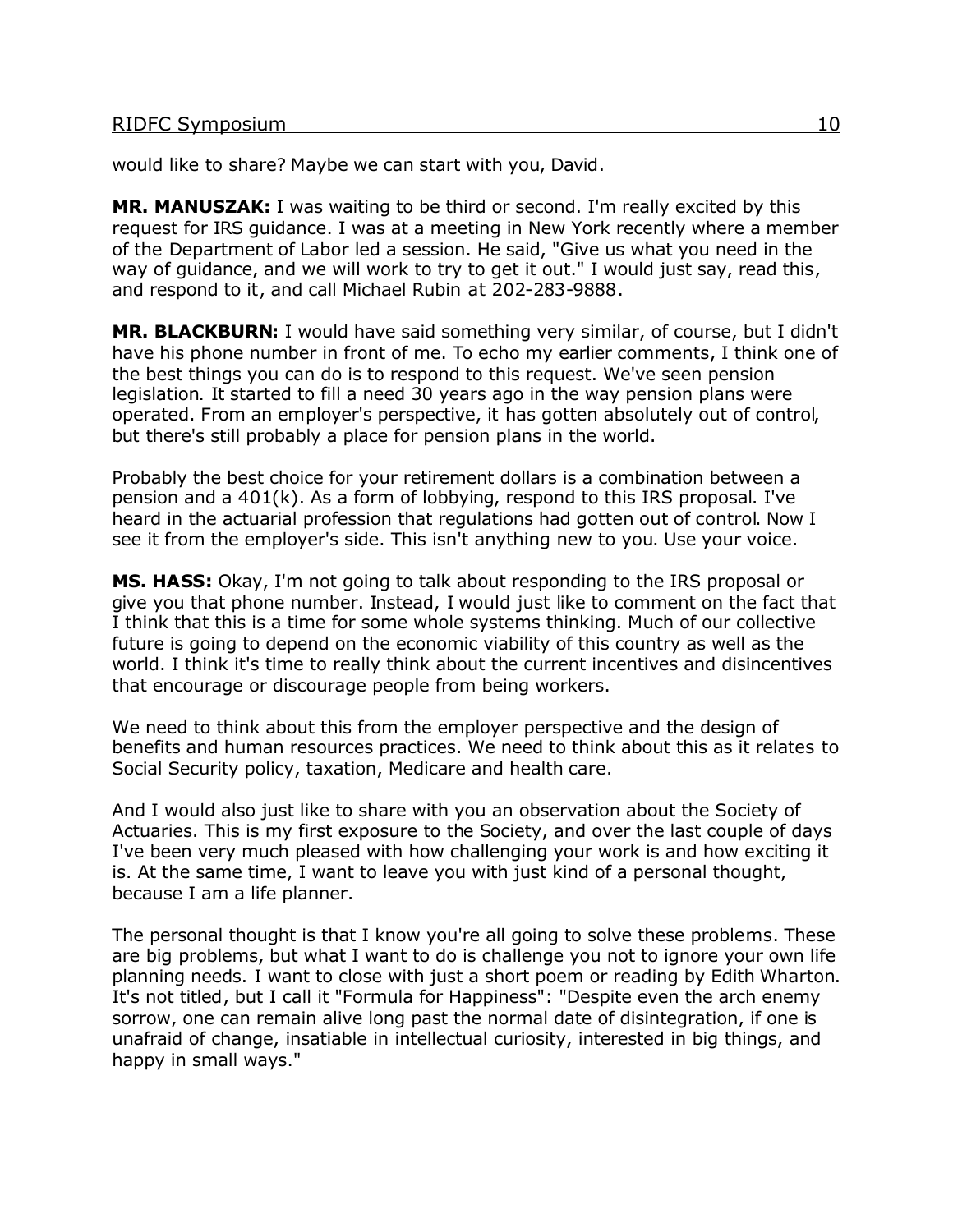would like to share? Maybe we can start with you, David.

**MR. MANUSZAK:** I was waiting to be third or second. I'm really excited by this request for IRS guidance. I was at a meeting in New York recently where a member of the Department of Labor led a session. He said, "Give us what you need in the way of guidance, and we will work to try to get it out." I would just say, read this, and respond to it, and call Michael Rubin at 202-283-9888.

**MR. BLACKBURN:** I would have said something very similar, of course, but I didn't have his phone number in front of me. To echo my earlier comments, I think one of the best things you can do is to respond to this request. We've seen pension legislation. It started to fill a need 30 years ago in the way pension plans were operated. From an employer's perspective, it has gotten absolutely out of control, but there's still probably a place for pension plans in the world.

Probably the best choice for your retirement dollars is a combination between a pension and a 401(k). As a form of lobbying, respond to this IRS proposal. I've heard in the actuarial profession that regulations had gotten out of control. Now I see it from the employer's side. This isn't anything new to you. Use your voice.

**MS. HASS:** Okay, I'm not going to talk about responding to the IRS proposal or give you that phone number. Instead, I would just like to comment on the fact that I think that this is a time for some whole systems thinking. Much of our collective future is going to depend on the economic viability of this country as well as the world. I think it's time to really think about the current incentives and disincentives that encourage or discourage people from being workers.

We need to think about this from the employer perspective and the design of benefits and human resources practices. We need to think about this as it relates to Social Security policy, taxation, Medicare and health care.

And I would also just like to share with you an observation about the Society of Actuaries. This is my first exposure to the Society, and over the last couple of days I've been very much pleased with how challenging your work is and how exciting it is. At the same time, I want to leave you with just kind of a personal thought, because I am a life planner.

The personal thought is that I know you're all going to solve these problems. These are big problems, but what I want to do is challenge you not to ignore your own life planning needs. I want to close with just a short poem or reading by Edith Wharton. It's not titled, but I call it "Formula for Happiness": "Despite even the arch enemy sorrow, one can remain alive long past the normal date of disintegration, if one is unafraid of change, insatiable in intellectual curiosity, interested in big things, and happy in small ways."